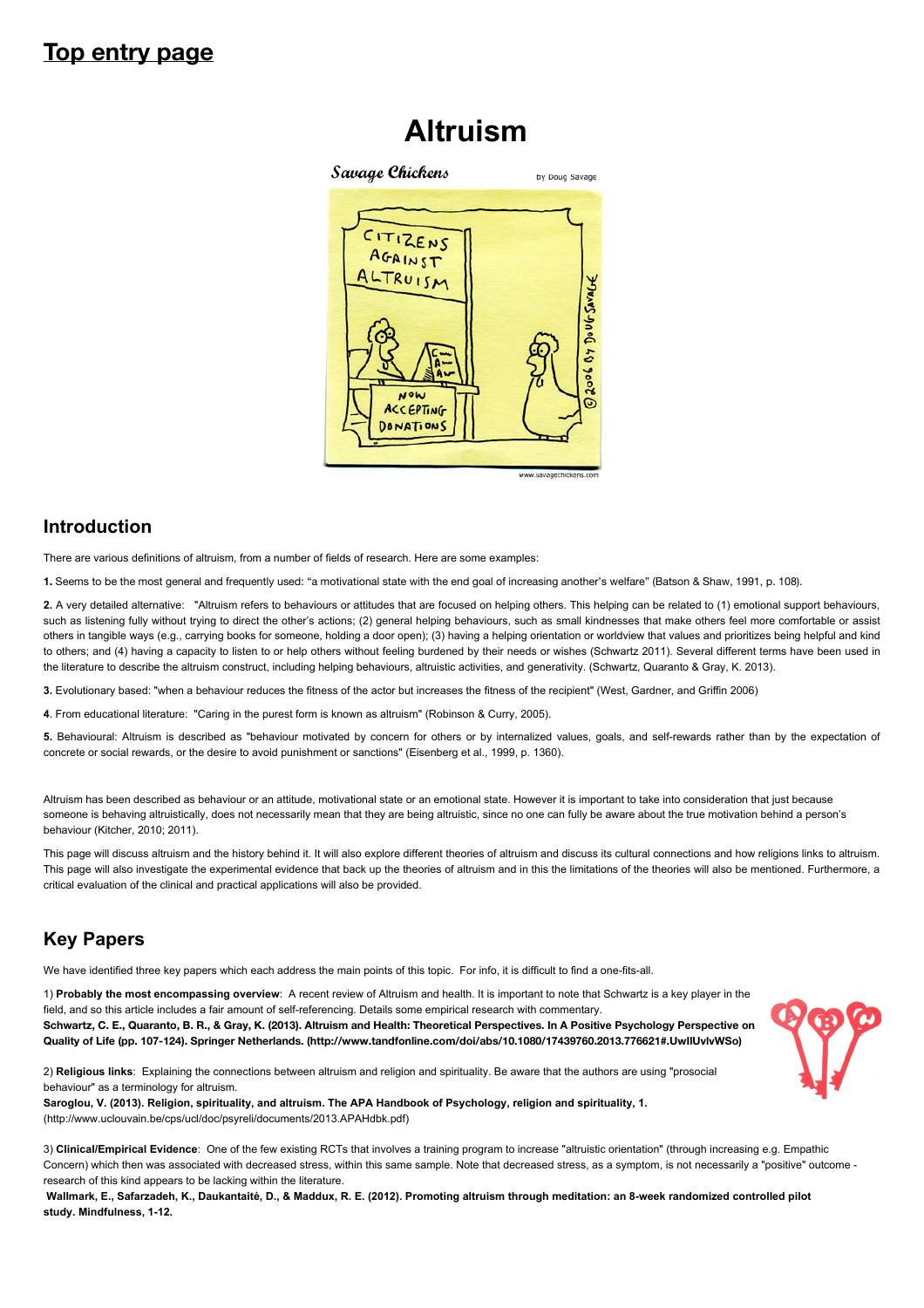## Top entry page

# Altruism

## Introduction

There are various definitions of altruism, from a number of fields of research. Here are some examples:

**1.** Seems to be the most general and frequently used: "a motivational state with the end goal of increasing another's welfare" (Batson & Shaw, 1991, p. 108).

**2.** A very detailed alternative: "Altruism refers to behaviours or attitudes that are focused on helping others. This helping can be related to (1) emotional support behaviours, such as listening fully without trying to direct the other's actions; (2) general helping behaviours, such as small kindnesses that make others feel more comfortable or assist others in tangible ways (e.g., carrying books for someone, holding a door open); (3) having a helping orientation or worldview that values and prioritizes being helpful and kind to others; and (4) having a capacity to listen to or help others without feeling burdened by their needs or wishes (Schwartz 2011). Several different terms have been used in the literature to describe the altruism construct, including helping behaviours, altruistic activities, and generativity. (Schwartz, Quaranto & Gray, K. 2013).

**3.** Evolutionary based: "when a behaviour reduces the fitness of the actor but increases the fitness of the recipient" (West, Gardner, and Griffin 2006)

**4**. From educational literature: "Caring in the purest form is known as altruism" (Robinson & Curry, 2005).

**5.** Behavioural: Altruism is described as "behaviour motivated by concern for others or by internalized values, goals, and self-rewards rather than by the expectation of concrete or social rewards, or the desire to avoid punishment or sanctions" (Eisenberg et al., 1999, p. 1360).

Altruism has been described as behaviour or an attitude, motivational state or an emotional state. However it is important to take into consideration that just because someone is behaving altruistically, does not necessarily mean that they are being altruistic, since no one can fully be aware about the true motivation behind a person's behaviour (Kitcher, 2010; 2011).

This page will discuss altruism and the history behind it. It will also explore different theories of altruism and discuss its cultural connections and how religions links to altruism. This page will also investigate the experimental evidence that back up the theories of altruism and in this the limitations of the theories will also be mentioned. Furthermore, a critical evaluation of the clinical and practical applications will also be provided.

## Key Papers

We have identified three key papers which each address the main points of this topic. For info, it is difficult to find a one-fits-all.

1) **Probably the most encompassing overview**: A recent review of Altruism and health. It is important to note that Schwartz is a key player in the field, and so this article includes a fair amount of self-referencing. Details some empirical research with commentary.
**Schwartz, C. E., Quaranto, B. R., & Gray, K. (2013). Altruism and Health: Theoretical Perspectives. In A Positive Psychology Perspective on Quality of Life (pp. 107-124). Springer Netherlands. (http://www.tandfonline.com/doi/abs/10.1080/17439760.2013.776621#.UwIlUvlvWSo)**

2) **Religious links**: Explaining the connections between altruism and religion and spirituality. Be aware that the authors are using "prosocial behaviour" as a terminology for altruism.
**Saroglou, V. (2013). Religion, spirituality, and altruism. The APA Handbook of Psychology, religion and spirituality, 1.**
(http://www.uclouvain.be/cps/ucl/doc/psyreli/documents/2013.APAHdbk.pdf)

3) **Clinical/Empirical Evidence**: One of the few existing RCTs that involves a training program to increase "altruistic orientation" (through increasing e.g. Empathic Concern) which then was associated with decreased stress, within this same sample. Note that decreased stress, as a symptom, is not necessarily a "positive" outcome - research of this kind appears to be lacking within the literature.
**Wallmark, E., Safarzadeh, K., Daukantaitė, D., & Maddux, R. E. (2012). Promoting altruism through meditation: an 8-week randomized controlled pilot study. Mindfulness, 1-12.**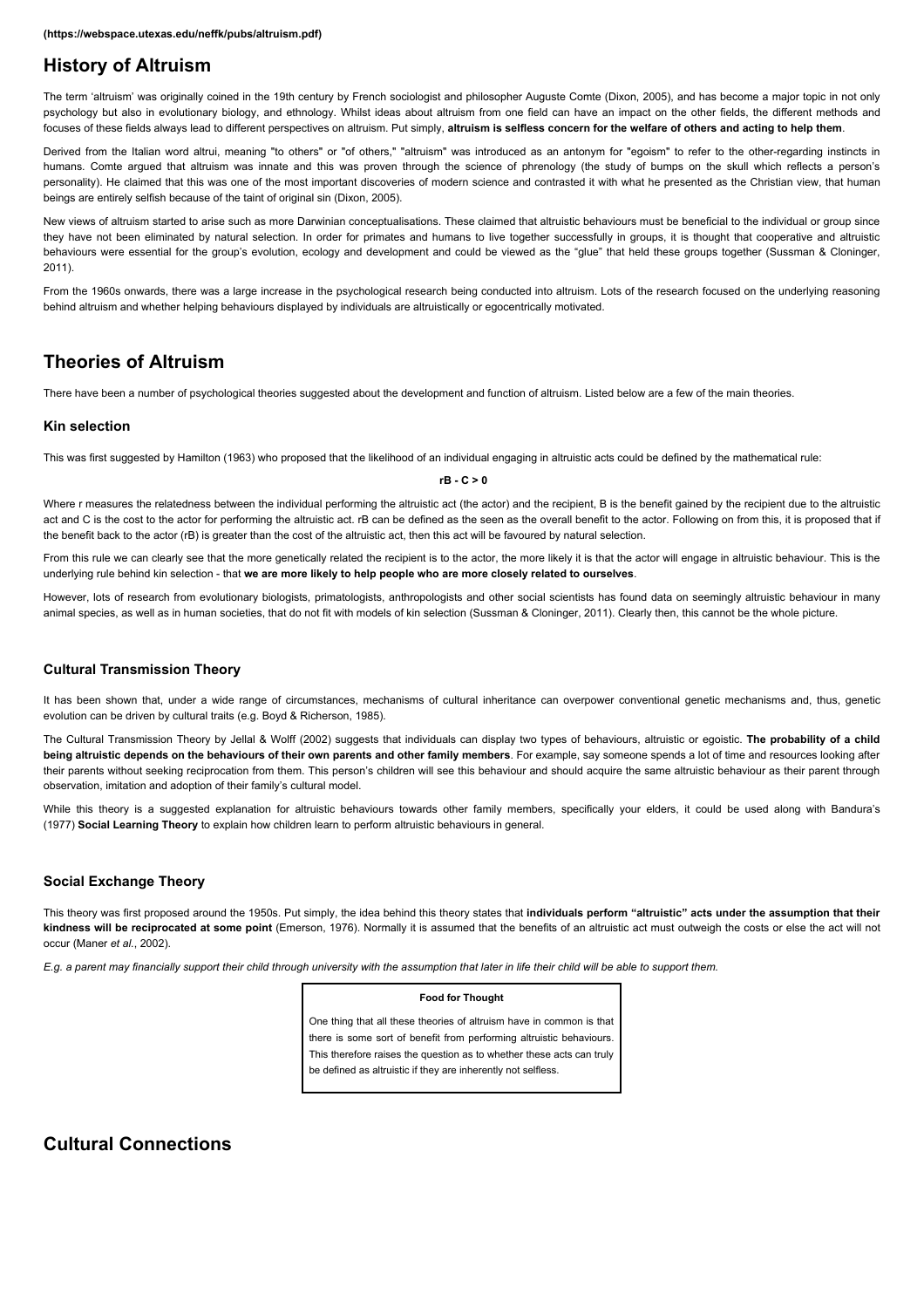**(https://webspace.utexas.edu/neffk/pubs/altruism.pdf)**

## History of Altruism

The term 'altruism' was originally coined in the 19th century by French sociologist and philosopher Auguste Comte (Dixon, 2005), and has become a major topic in not only psychology but also in evolutionary biology, and ethnology. Whilst ideas about altruism from one field can have an impact on the other fields, the different methods and focuses of these fields always lead to different perspectives on altruism. Put simply, **altruism is selfless concern for the welfare of others and acting to help them**.

Derived from the Italian word altrui, meaning "to others" or "of others," "altruism" was introduced as an antonym for "egoism" to refer to the other-regarding instincts in humans. Comte argued that altruism was innate and this was proven through the science of phrenology (the study of bumps on the skull which reflects a person's personality). He claimed that this was one of the most important discoveries of modern science and contrasted it with what he presented as the Christian view, that human beings are entirely selfish because of the taint of original sin (Dixon, 2005).

New views of altruism started to arise such as more Darwinian conceptualisations. These claimed that altruistic behaviours must be beneficial to the individual or group since they have not been eliminated by natural selection. In order for primates and humans to live together successfully in groups, it is thought that cooperative and altruistic behaviours were essential for the group's evolution, ecology and development and could be viewed as the "glue" that held these groups together (Sussman & Cloninger, 2011).

From the 1960s onwards, there was a large increase in the psychological research being conducted into altruism. Lots of the research focused on the underlying reasoning behind altruism and whether helping behaviours displayed by individuals are altruistically or egocentrically motivated.

## Theories of Altruism

There have been a number of psychological theories suggested about the development and function of altruism. Listed below are a few of the main theories.

### Kin selection

This was first suggested by Hamilton (1963) who proposed that the likelihood of an individual engaging in altruistic acts could be defined by the mathematical rule:

$$rB - C > 0$$

Where r measures the relatedness between the individual performing the altruistic act (the actor) and the recipient, B is the benefit gained by the recipient due to the altruistic act and C is the cost to the actor for performing the altruistic act. rB can be defined as the seen as the overall benefit to the actor. Following on from this, it is proposed that if the benefit back to the actor (rB) is greater than the cost of the altruistic act, then this act will be favoured by natural selection.

From this rule we can clearly see that the more genetically related the recipient is to the actor, the more likely it is that the actor will engage in altruistic behaviour. This is the underlying rule behind kin selection - that **we are more likely to help people who are more closely related to ourselves**.

However, lots of research from evolutionary biologists, primatologists, anthropologists and other social scientists has found data on seemingly altruistic behaviour in many animal species, as well as in human societies, that do not fit with models of kin selection (Sussman & Cloninger, 2011). Clearly then, this cannot be the whole picture.

### Cultural Transmission Theory

It has been shown that, under a wide range of circumstances, mechanisms of cultural inheritance can overpower conventional genetic mechanisms and, thus, genetic evolution can be driven by cultural traits (e.g. Boyd & Richerson, 1985).

The Cultural Transmission Theory by Jellal & Wolff (2002) suggests that individuals can display two types of behaviours, altruistic or egoistic. **The probability of a child being altruistic depends on the behaviours of their own parents and other family members**. For example, say someone spends a lot of time and resources looking after their parents without seeking reciprocation from them. This person's children will see this behaviour and should acquire the same altruistic behaviour as their parent through observation, imitation and adoption of their family's cultural model.

While this theory is a suggested explanation for altruistic behaviours towards other family members, specifically your elders, it could be used along with Bandura's (1977) **Social Learning Theory** to explain how children learn to perform altruistic behaviours in general.

### Social Exchange Theory

This theory was first proposed around the 1950s. Put simply, the idea behind this theory states that **individuals perform "altruistic" acts under the assumption that their kindness will be reciprocated at some point** (Emerson, 1976). Normally it is assumed that the benefits of an altruistic act must outweigh the costs or else the act will not occur (Maner *et al.*, 2002).

*E.g. a parent may financially support their child through university with the assumption that later in life their child will be able to support them.*

> **Food for Thought**
>
> One thing that all these theories of altruism have in common is that there is some sort of benefit from performing altruistic behaviours. This therefore raises the question as to whether these acts can truly be defined as altruistic if they are inherently not selfless.

## Cultural Connections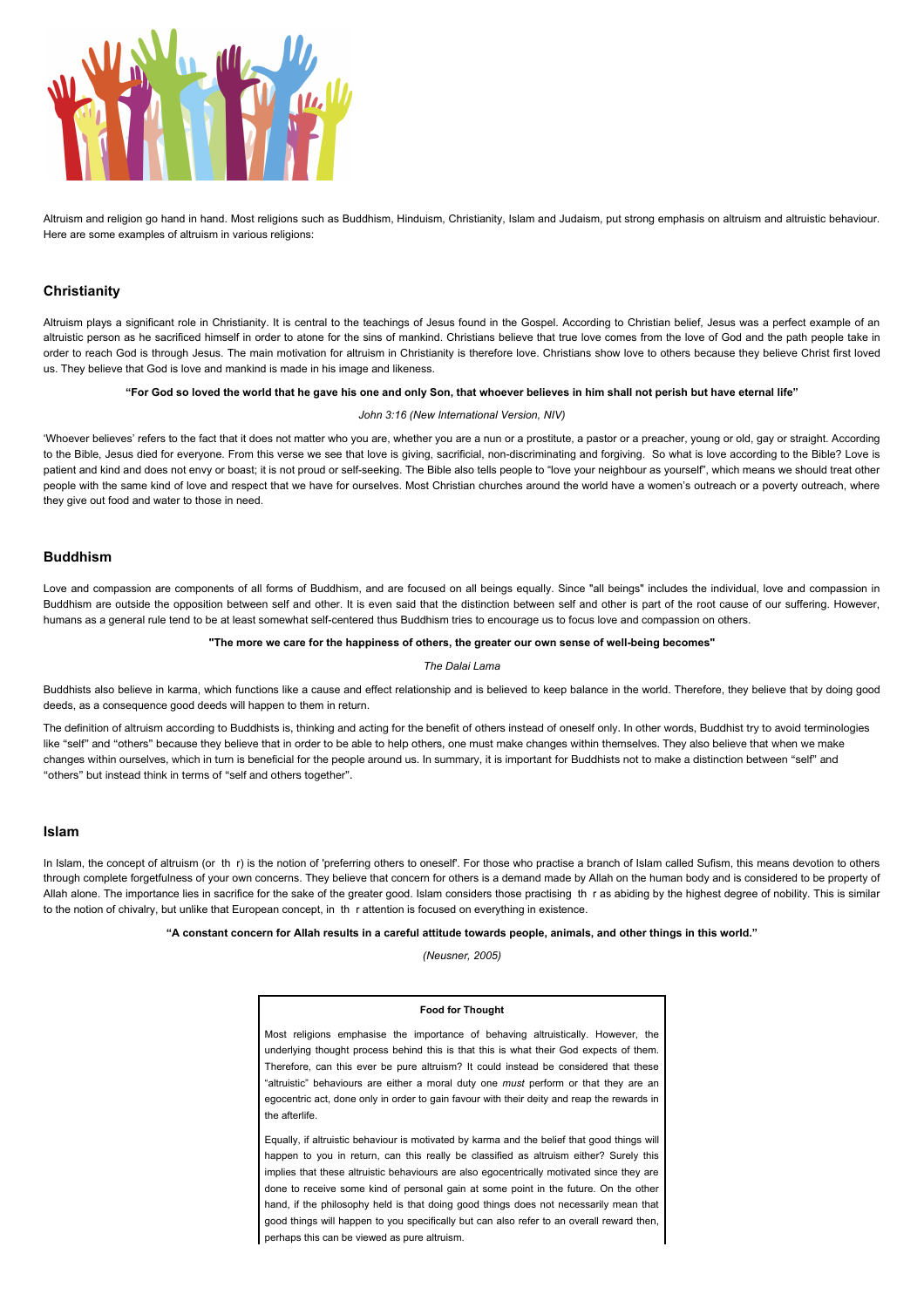Altruism and religion go hand in hand. Most religions such as Buddhism, Hinduism, Christianity, Islam and Judaism, put strong emphasis on altruism and altruistic behaviour. Here are some examples of altruism in various religions:

## Christianity

Altruism plays a significant role in Christianity. It is central to the teachings of Jesus found in the Gospel. According to Christian belief, Jesus was a perfect example of an altruistic person as he sacrificed himself in order to atone for the sins of mankind. Christians believe that true love comes from the love of God and the path people take in order to reach God is through Jesus. The main motivation for altruism in Christianity is therefore love. Christians show love to others because they believe Christ first loved us. They believe that God is love and mankind is made in his image and likeness.

**"For God so loved the world that he gave his one and only Son, that whoever believes in him shall not perish but have eternal life"**

*John 3:16 (New International Version, NIV)*

'Whoever believes' refers to the fact that it does not matter who you are, whether you are a nun or a prostitute, a pastor or a preacher, young or old, gay or straight. According to the Bible, Jesus died for everyone. From this verse we see that love is giving, sacrificial, non-discriminating and forgiving. So what is love according to the Bible? Love is patient and kind and does not envy or boast; it is not proud or self-seeking. The Bible also tells people to "love your neighbour as yourself", which means we should treat other people with the same kind of love and respect that we have for ourselves. Most Christian churches around the world have a women's outreach or a poverty outreach, where they give out food and water to those in need.

## Buddhism

Love and compassion are components of all forms of Buddhism, and are focused on all beings equally. Since "all beings" includes the individual, love and compassion in Buddhism are outside the opposition between self and other. It is even said that the distinction between self and other is part of the root cause of our suffering. However, humans as a general rule tend to be at least somewhat self-centered thus Buddhism tries to encourage us to focus love and compassion on others.

**"The more we care for the happiness of others, the greater our own sense of well-being becomes"**

*The Dalai Lama*

Buddhists also believe in karma, which functions like a cause and effect relationship and is believed to keep balance in the world. Therefore, they believe that by doing good deeds, as a consequence good deeds will happen to them in return.

The definition of altruism according to Buddhists is, thinking and acting for the benefit of others instead of oneself only. In other words, Buddhist try to avoid terminologies like "self" and "others" because they believe that in order to be able to help others, one must make changes within themselves. They also believe that when we make changes within ourselves, which in turn is beneficial for the people around us. In summary, it is important for Buddhists not to make a distinction between "self" and "others" but instead think in terms of "self and others together".

## Islam

In Islam, the concept of altruism (or th r) is the notion of 'preferring others to oneself'. For those who practise a branch of Islam called Sufism, this means devotion to others through complete forgetfulness of your own concerns. They believe that concern for others is a demand made by Allah on the human body and is considered to be property of Allah alone. The importance lies in sacrifice for the sake of the greater good. Islam considers those practising th r as abiding by the highest degree of nobility. This is similar to the notion of chivalry, but unlike that European concept, in th r attention is focused on everything in existence.

**"A constant concern for Allah results in a careful attitude towards people, animals, and other things in this world."**

*(Neusner, 2005)*

**Food for Thought**

Most religions emphasise the importance of behaving altruistically. However, the underlying thought process behind this is that this is what their God expects of them. Therefore, can this ever be pure altruism? It could instead be considered that these "altruistic" behaviours are either a moral duty one *must* perform or that they are an egocentric act, done only in order to gain favour with their deity and reap the rewards in the afterlife.

Equally, if altruistic behaviour is motivated by karma and the belief that good things will happen to you in return, can this really be classified as altruism either? Surely this implies that these altruistic behaviours are also egocentrically motivated since they are done to receive some kind of personal gain at some point in the future. On the other hand, if the philosophy held is that doing good things does not necessarily mean that good things will happen to you specifically but can also refer to an overall reward then, perhaps this can be viewed as pure altruism.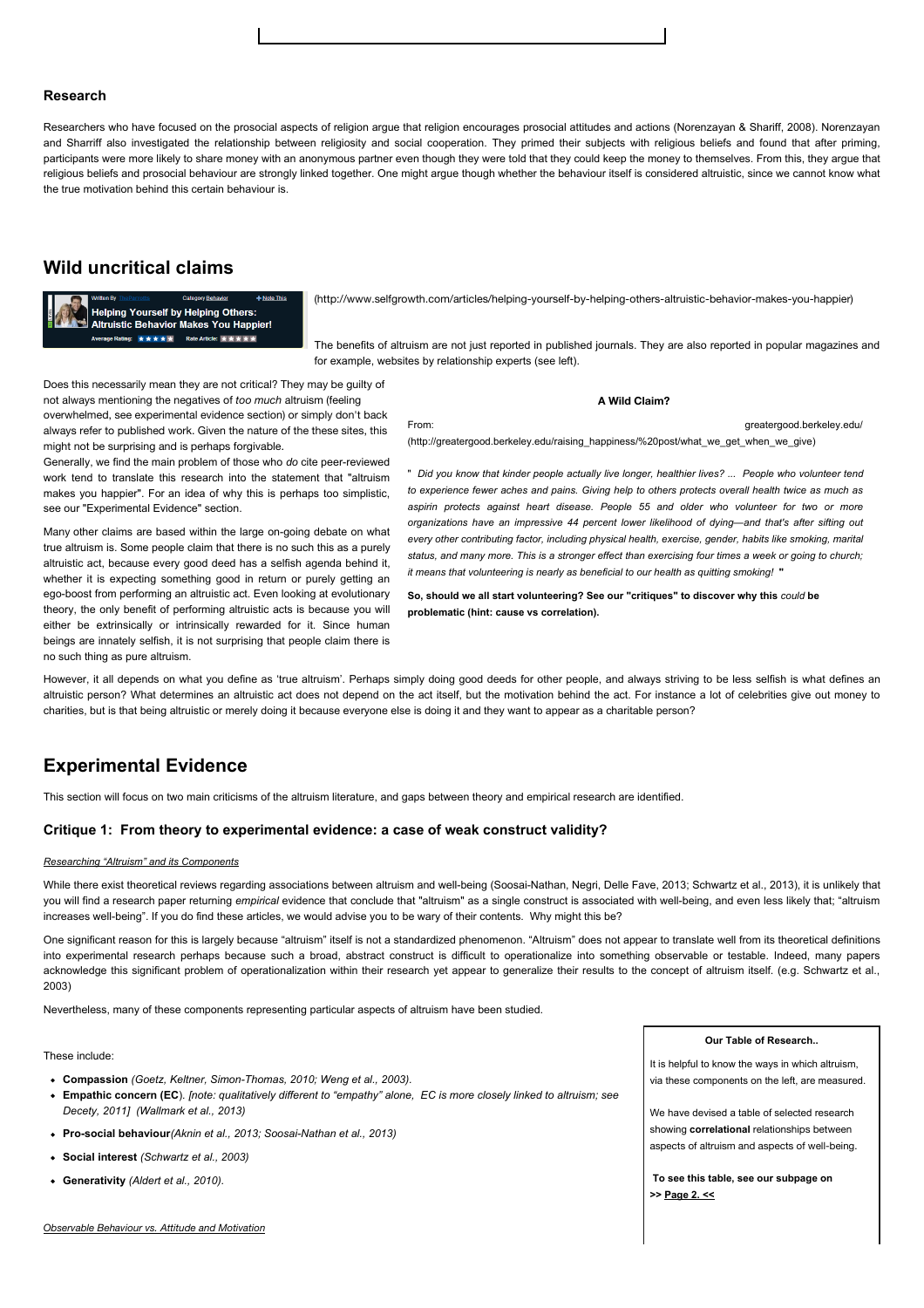### Research

Researchers who have focused on the prosocial aspects of religion argue that religion encourages prosocial attitudes and actions (Norenzayan & Shariff, 2008). Norenzayan and Sharriff also investigated the relationship between religiosity and social cooperation. They primed their subjects with religious beliefs and found that after priming, participants were more likely to share money with an anonymous partner even though they were told that they could keep the money to themselves. From this, they argue that religious beliefs and prosocial behaviour are strongly linked together. One might argue though whether the behaviour itself is considered altruistic, since we cannot know what the true motivation behind this certain behaviour is.

## Wild uncritical claims

Written By  Category Behavior  Note This
**Helping Yourself by Helping Others: Altruistic Behavior Makes You Happier!**
Average Rating: ★★★★★  Rate Article: ★★★★★

(http://www.selfgrowth.com/articles/helping-yourself-by-helping-others-altruistic-behavior-makes-you-happier)

The benefits of altruism are not just reported in published journals. They are also reported in popular magazines and for example, websites by relationship experts (see left).

Does this necessarily mean they are not critical? They may be guilty of not always mentioning the negatives of *too much* altruism (feeling overwhelmed, see experimental evidence section) or simply don't back always refer to published work. Given the nature of the these sites, this might not be surprising and is perhaps forgivable.

Generally, we find the main problem of those who *do* cite peer-reviewed work tend to translate this research into the statement that "altruism makes you happier". For an idea of why this is perhaps too simplistic, see our "Experimental Evidence" section.

Many other claims are based within the large on-going debate on what true altruism is. Some people claim that there is no such this as a purely altruistic act, because every good deed has a selfish agenda behind it, whether it is expecting something good in return or purely getting an ego-boost from performing an altruistic act. Even looking at evolutionary theory, the only benefit of performing altruistic acts is because you will either be extrinsically or intrinsically rewarded for it. Since human beings are innately selfish, it is not surprising that people claim there is no such thing as pure altruism.

**A Wild Claim?**

From: greatergood.berkeley.edu/ (http://greatergood.berkeley.edu/raising_happiness/%20post/what_we_get_when_we_give)

" *Did you know that kinder people actually live longer, healthier lives? ... People who volunteer tend to experience fewer aches and pains. Giving help to others protects overall health twice as much as aspirin protects against heart disease. People 55 and older who volunteer for two or more organizations have an impressive 44 percent lower likelihood of dying—and that's after sifting out every other contributing factor, including physical health, exercise, gender, habits like smoking, marital status, and many more. This is a stronger effect than exercising four times a week or going to church; it means that volunteering is nearly as beneficial to our health as quitting smoking!* "

**So, should we all start volunteering? See our "critiques" to discover why this *could* be problematic (hint: cause vs correlation).**

However, it all depends on what you define as 'true altruism'. Perhaps simply doing good deeds for other people, and always striving to be less selfish is what defines an altruistic person? What determines an altruistic act does not depend on the act itself, but the motivation behind the act. For instance a lot of celebrities give out money to charities, but is that being altruistic or merely doing it because everyone else is doing it and they want to appear as a charitable person?

## Experimental Evidence

This section will focus on two main criticisms of the altruism literature, and gaps between theory and empirical research are identified.

### Critique 1: From theory to experimental evidence: a case of weak construct validity?

*Researching "Altruism" and its Components*

While there exist theoretical reviews regarding associations between altruism and well-being (Soosai-Nathan, Negri, Delle Fave, 2013; Schwartz et al., 2013), it is unlikely that you will find a research paper returning *empirical* evidence that conclude that "altruism" as a single construct is associated with well-being, and even less likely that; "altruism increases well-being". If you do find these articles, we would advise you to be wary of their contents. Why might this be?

One significant reason for this is largely because "altruism" itself is not a standardized phenomenon. "Altruism" does not appear to translate well from its theoretical definitions into experimental research perhaps because such a broad, abstract construct is difficult to operationalize into something observable or testable. Indeed, many papers acknowledge this significant problem of operationalization within their research yet appear to generalize their results to the concept of altruism itself. (e.g. Schwartz et al., 2003)

Nevertheless, many of these components representing particular aspects of altruism have been studied.

These include:

- **Compassion** *(Goetz, Keltner, Simon-Thomas, 2010; Weng et al., 2003).*
- **Empathic concern (EC**). *[note: qualitatively different to "empathy" alone, EC is more closely linked to altruism; see Decety, 2011] (Wallmark et al., 2013)*
- **Pro-social behaviour***(Aknin et al., 2013; Soosai-Nathan et al., 2013)*
- **Social interest** *(Schwartz et al., 2003)*
- **Generativity** *(Aldert et al., 2010).*

**Our Table of Research..**

It is helpful to know the ways in which altruism, via these components on the left, are measured.

We have devised a table of selected research showing **correlational** relationships between aspects of altruism and aspects of well-being.

**To see this table, see our subpage on >> Page 2. <<**

*Observable Behaviour vs. Attitude and Motivation*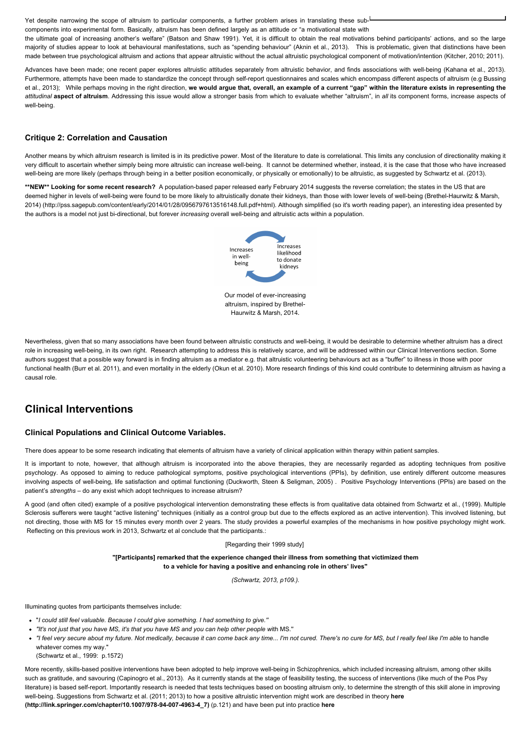Yet despite narrowing the scope of altruism to particular components, a further problem arises in translating these sub-components into experimental form. Basically, altruism has been defined largely as an attitude or "a motivational state with the ultimate goal of increasing another's welfare" (Batson and Shaw 1991). Yet, it is difficult to obtain the real motivations behind participants' actions, and so the large majority of studies appear to look at behavioural manifestations, such as "spending behaviour" (Aknin et al., 2013). This is problematic, given that distinctions have been made between true psychological altruism and actions that appear altruistic without the actual altruistic psychological component of motivation/intention (Kitcher, 2010; 2011).

Advances have been made; one recent paper explores altruistic attitudes separately from altruistic behavior, and finds associations with well-being (Kahana et al., 2013). Furthermore, attempts have been made to standardize the concept through self-report questionnaires and scales which encompass different aspects of altruism (e.g Bussing et al., 2013); While perhaps moving in the right direction, **we would argue that, overall, an example of a current "gap" within the literature exists in representing the *attitudinal* aspect of altruism**. Addressing this issue would allow a stronger basis from which to evaluate whether "altruism", in *all* its component forms, increase aspects of well-being.

### Critique 2: Correlation and Causation

Another means by which altruism research is limited is in its predictive power. Most of the literature to date is correlational. This limits any conclusion of directionality making it very difficult to ascertain whether simply being more altruistic can increase well-being. It cannot be determined whether, instead, it is the case that those who have increased well-being are more likely (perhaps through being in a better position economically, or physically or emotionally) to be altruistic, as suggested by Schwartz et al. (2013).

****NEW** Looking for some recent research?** A population-based paper released early February 2014 suggests the reverse correlation; the states in the US that are deemed higher in levels of well-being were found to be more likely to altruistically donate their kidneys, than those with lower levels of well-being (Brethel-Haurwitz & Marsh, 2014) (http://pss.sagepub.com/content/early/2014/01/28/0956797613516148.full.pdf+html). Although simplified (so it's worth reading paper), an interesting idea presented by the authors is a model not just bi-directional, but forever *increasing* overall well-being and altruistic acts within a population.

Increases in well-being → Increases likelihood to donate kidneys

Our model of ever-increasing altruism, inspired by Brethel-Haurwitz & Marsh, 2014.

Nevertheless, given that so many associations have been found between altruistic constructs and well-being, it would be desirable to determine whether altruism has a direct role in increasing well-being, in its own right. Research attempting to address this is relatively scarce, and will be addressed within our Clinical Interventions section. Some authors suggest that a possible way forward is in finding altruism as a mediator e.g. that altruistic volunteering behaviours act as a "buffer" to illness in those with poor functional health (Burr et al. 2011), and even mortality in the elderly (Okun et al. 2010). More research findings of this kind could contribute to determining altruism as having a causal role.

## Clinical Interventions

### Clinical Populations and Clinical Outcome Variables.

There does appear to be some research indicating that elements of altruism have a variety of clinical application within therapy within patient samples.

It is important to note, however, that although altruism is incorporated into the above therapies, they are necessarily regarded as adopting techniques from positive psychology. As opposed to aiming to reduce pathological symptoms, positive psychological interventions (PPIs), by definition, use entirely different outcome measures involving aspects of well-being, life satisfaction and optimal functioning (Duckworth, Steen & Seligman, 2005) . Positive Psychology Interventions (PPIs) are based on the patient's *strengths* – do any exist which adopt techniques to increase altruism?

A good (and often cited) example of a positive psychological intervention demonstrating these effects is from qualitative data obtained from Schwartz et al., (1999). Multiple Sclerosis sufferers were taught "active listening" techniques (initially as a control group but due to the effects explored as an active intervention). This involved listening, but not directing, those with MS for 15 minutes every month over 2 years. The study provides a powerful examples of the mechanisms in how positive psychology might work. Reflecting on this previous work in 2013, Schwartz et al conclude that the participants.:

[Regarding their 1999 study]

**"[Participants] remarked that the experience changed their illness from something that victimized them to a vehicle for having a positive and enhancing role in others' lives"**

*(Schwartz, 2013, p109.).*

Illuminating quotes from participants themselves include:

- "*I could still feel valuable. Because I could give something. I had something to give."*
- *"It's not just that you have MS, it's that you have MS and you can help other people w*ith MS."
- *"I feel very secure about my future. Not medically, because it can come back any time... I'm not cured. There's no cure for MS, but I really feel like I'm ab*le to handle whatever comes my way."
  (Schwartz et al., 1999: p.1572)

More recently, skills-based positive interventions have been adopted to help improve well-being in Schizophrenics, which included increasing altruism, among other skills such as gratitude, and savouring (Capinogro et al., 2013). As it currently stands at the stage of feasibility testing, the success of interventions (like much of the Pos Psy literature) is based self-report. Importantly research is needed that tests techniques based on boosting altruism only, to determine the strength of this skill alone in improving well-being. Suggestions from Schwartz et al. (2011; 2013) to how a positive altruistic intervention might work are described in theory **here (http://link.springer.com/chapter/10.1007/978-94-007-4963-4_7)** (p.121) and have been put into practice **here**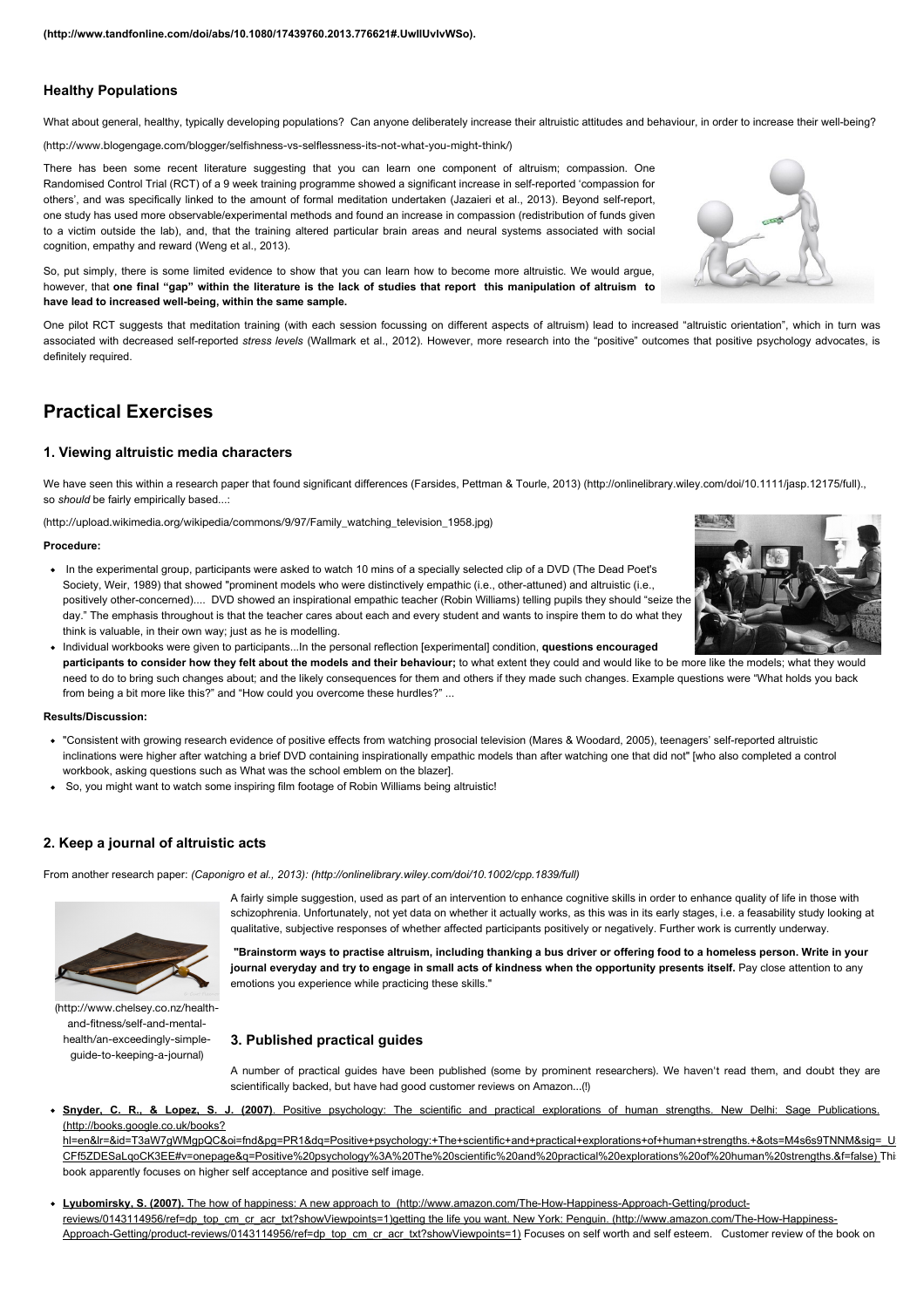(http://www.tandfonline.com/doi/abs/10.1080/17439760.2013.776621#.UwlIUvlvWSo).

### Healthy Populations

What about general, healthy, typically developing populations? Can anyone deliberately increase their altruistic attitudes and behaviour, in order to increase their well-being?

(http://www.blogengage.com/blogger/selfishness-vs-selflessness-its-not-what-you-might-think/)

There has been some recent literature suggesting that you can learn one component of altruism; compassion. One Randomised Control Trial (RCT) of a 9 week training programme showed a significant increase in self-reported 'compassion for others', and was specifically linked to the amount of formal meditation undertaken (Jazaieri et al., 2013). Beyond self-report, one study has used more observable/experimental methods and found an increase in compassion (redistribution of funds given to a victim outside the lab), and, that the training altered particular brain areas and neural systems associated with social cognition, empathy and reward (Weng et al., 2013).

So, put simply, there is some limited evidence to show that you can learn how to become more altruistic. We would argue, however, that **one final "gap" within the literature is the lack of studies that report this manipulation of altruism to have lead to increased well-being, within the same sample.**

One pilot RCT suggests that meditation training (with each session focussing on different aspects of altruism) lead to increased "altruistic orientation", which in turn was associated with decreased self-reported *stress levels* (Wallmark et al., 2012). However, more research into the "positive" outcomes that positive psychology advocates, is definitely required.

## Practical Exercises

### 1. Viewing altruistic media characters

We have seen this within a research paper that found significant differences (Farsides, Pettman & Tourle, 2013) (http://onlinelibrary.wiley.com/doi/10.1111/jasp.12175/full)., so *should* be fairly empirically based...:

(http://upload.wikimedia.org/wikipedia/commons/9/97/Family_watching_television_1958.jpg)

**Procedure:**

- In the experimental group, participants were asked to watch 10 mins of a specially selected clip of a DVD (The Dead Poet's Society, Weir, 1989) that showed "prominent models who were distinctively empathic (i.e., other-attuned) and altruistic (i.e., positively other-concerned).... DVD showed an inspirational empathic teacher (Robin Williams) telling pupils they should "seize the day." The emphasis throughout is that the teacher cares about each and every student and wants to inspire them to do what they think is valuable, in their own way; just as he is modelling.
- Individual workbooks were given to participants...In the personal reflection [experimental] condition, **questions encouraged participants to consider how they felt about the models and their behaviour;** to what extent they could and would like to be more like the models; what they would need to do to bring such changes about; and the likely consequences for them and others if they made such changes. Example questions were "What holds you back from being a bit more like this?" and "How could you overcome these hurdles?" ...

**Results/Discussion:**

- "Consistent with growing research evidence of positive effects from watching prosocial television (Mares & Woodard, 2005), teenagers' self-reported altruistic inclinations were higher after watching a brief DVD containing inspirationally empathic models than after watching one that did not" [who also completed a control workbook, asking questions such as What was the school emblem on the blazer].
- So, you might want to watch some inspiring film footage of Robin Williams being altruistic!

### 2. Keep a journal of altruistic acts

From another research paper: *(Caponigro et al., 2013): (http://onlinelibrary.wiley.com/doi/10.1002/cpp.1839/full)*

A fairly simple suggestion, used as part of an intervention to enhance cognitive skills in order to enhance quality of life in those with schizophrenia. Unfortunately, not yet data on whether it actually works, as this was in its early stages, i.e. a feasability study looking at qualitative, subjective responses of whether affected participants positively or negatively. Further work is currently underway.

**"Brainstorm ways to practise altruism, including thanking a bus driver or offering food to a homeless person. Write in your journal everyday and try to engage in small acts of kindness when the opportunity presents itself.** Pay close attention to any emotions you experience while practicing these skills."

(http://www.chelsey.co.nz/health-and-fitness/self-and-mental-health/an-exceedingly-simple-guide-to-keeping-a-journal)

### 3. Published practical guides

A number of practical guides have been published (some by prominent researchers). We haven't read them, and doubt they are scientifically backed, but have had good customer reviews on Amazon...(!)

- **Snyder, C. R., & Lopez, S. J. (2007)**. Positive psychology: The scientific and practical explorations of human strengths. New Delhi: Sage Publications. (http://books.google.co.uk/books?hl=en&lr=&id=T3aW7gWMgpQC&oi=fnd&pg=PR1&dq=Positive+psychology:+The+scientific+and+practical+explorations+of+human+strengths.+&ots=M4s6s9TNNM&sig=_UCFf5ZDESaLqoCK3EE#v=onepage&q=Positive%20psychology%3A%20The%20scientific%20and%20practical%20explorations%20of%20human%20strengths.&f=false) This book apparently focuses on higher self acceptance and positive self image.
- **Lyubomirsky, S. (2007).** The how of happiness: A new approach to (http://www.amazon.com/The-How-Happiness-Approach-Getting/product-reviews/0143114956/ref=dp_top_cm_cr_acr_txt?showViewpoints=1)getting the life you want. New York: Penguin. (http://www.amazon.com/The-How-Happiness-Approach-Getting/product-reviews/0143114956/ref=dp_top_cm_cr_acr_txt?showViewpoints=1) Focuses on self worth and self esteem. Customer review of the book on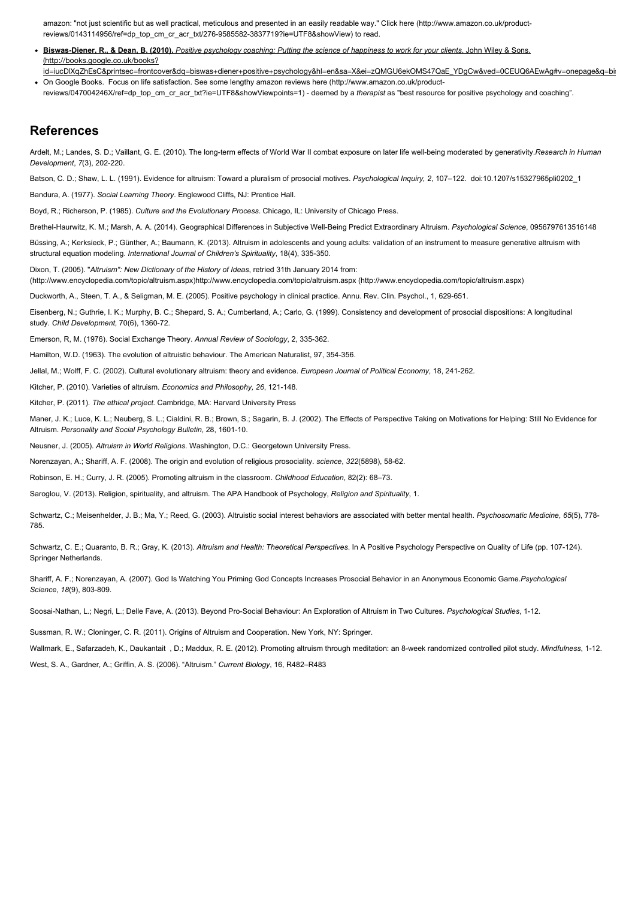amazon: "not just scientific but as well practical, meticulous and presented in an easily readable way." Click here (http://www.amazon.co.uk/product-reviews/0143114956/ref=dp_top_cm_cr_acr_txt/276-9585582-3837719?ie=UTF8&showView) to read.

- **Biswas-Diener, R., & Dean, B. (2010).** *Positive psychology coaching: Putting the science of happiness to work for your clients*. John Wiley & Sons. (http://books.google.co.uk/books?id=iucDlXqZhEsC&printsec=frontcover&dq=biswas+diener+positive+psychology&hl=en&sa=X&ei=zQMGU6ekOMS47QaE_YDgCw&ved=0CEUQ6AEwAg#v=onepage&q=bi
- On Google Books. Focus on life satisfaction. See some lengthy amazon reviews here (http://www.amazon.co.uk/product-reviews/047004246X/ref=dp_top_cm_cr_acr_txt?ie=UTF8&showViewpoints=1) - deemed by a *therapist* as "best resource for positive psychology and coaching".

## References

Ardelt, M.; Landes, S. D.; Vaillant, G. E. (2010). The long-term effects of World War II combat exposure on later life well-being moderated by generativity.*Research in Human Development*, *7*(3), 202-220.

Batson, C. D.; Shaw, L. L. (1991). Evidence for altruism: Toward a pluralism of prosocial motives. *Psychological Inquiry, 2*, 107–122. doi:10.1207/s15327965pli0202_1

Bandura, A. (1977). *Social Learning Theory*. Englewood Cliffs, NJ: Prentice Hall.

Boyd, R.; Richerson, P. (1985). *Culture and the Evolutionary Process*. Chicago, IL: University of Chicago Press.

Brethel-Haurwitz, K. M.; Marsh, A. A. (2014). Geographical Differences in Subjective Well-Being Predict Extraordinary Altruism. *Psychological Science*, 0956797613516148

Büssing, A.; Kerksieck, P.; Günther, A.; Baumann, K. (2013). Altruism in adolescents and young adults: validation of an instrument to measure generative altruism with structural equation modeling. *International Journal of Children's Spirituality*, 18(4), 335-350.

Dixon, T. (2005). "*Altruism": New Dictionary of the History of Ideas*, retried 31th January 2014 from: (http://www.encyclopedia.com/topic/altruism.aspx)http://www.encyclopedia.com/topic/altruism.aspx (http://www.encyclopedia.com/topic/altruism.aspx)

Duckworth, A., Steen, T. A., & Seligman, M. E. (2005). Positive psychology in clinical practice. Annu. Rev. Clin. Psychol., 1, 629-651.

Eisenberg, N.; Guthrie, I. K.; Murphy, B. C.; Shepard, S. A.; Cumberland, A.; Carlo, G. (1999). Consistency and development of prosocial dispositions: A longitudinal study. *Child Development*, 70(6), 1360-72.

Emerson, R, M. (1976). Social Exchange Theory. *Annual Review of Sociology*, 2, 335-362.

Hamilton, W.D. (1963). The evolution of altruistic behaviour. The American Naturalist, 97, 354-356.

Jellal, M.; Wolff, F. C. (2002). Cultural evolutionary altruism: theory and evidence. *European Journal of Political Economy*, 18, 241-262.

Kitcher, P. (2010). Varieties of altruism. *Economics and Philosophy, 26*, 121-148.

Kitcher, P. (2011). *The ethical project*. Cambridge, MA: Harvard University Press

Maner, J. K.; Luce, K. L.; Neuberg, S. L.; Cialdini, R. B.; Brown, S.; Sagarin, B. J. (2002). The Effects of Perspective Taking on Motivations for Helping: Still No Evidence for Altruism. *Personality and Social Psychology Bulletin*, 28, 1601-10.

Neusner, J. (2005). *Altruism in World Religions*. Washington, D.C.: Georgetown University Press.

Norenzayan, A.; Shariff, A. F. (2008). The origin and evolution of religious prosociality. *science*, *322*(5898), 58-62.

Robinson, E. H.; Curry, J. R. (2005). Promoting altruism in the classroom. *Childhood Education*, 82(2): 68–73.

Saroglou, V. (2013). Religion, spirituality, and altruism. The APA Handbook of Psychology, *Religion and Spirituality*, 1.

Schwartz, C.; Meisenhelder, J. B.; Ma, Y.; Reed, G. (2003). Altruistic social interest behaviors are associated with better mental health. *Psychosomatic Medicine*, *65*(5), 778-785.

Schwartz, C. E.; Quaranto, B. R.; Gray, K. (2013). *Altruism and Health: Theoretical Perspectives*. In A Positive Psychology Perspective on Quality of Life (pp. 107-124). Springer Netherlands.

Shariff, A. F.; Norenzayan, A. (2007). God Is Watching You Priming God Concepts Increases Prosocial Behavior in an Anonymous Economic Game.*Psychological Science*, *18*(9), 803-809.

Soosai-Nathan, L.; Negri, L.; Delle Fave, A. (2013). Beyond Pro-Social Behaviour: An Exploration of Altruism in Two Cultures. *Psychological Studies*, 1-12.

Sussman, R. W.; Cloninger, C. R. (2011). Origins of Altruism and Cooperation. New York, NY: Springer.

Wallmark, E., Safarzadeh, K., Daukantait , D.; Maddux, R. E. (2012). Promoting altruism through meditation: an 8-week randomized controlled pilot study. *Mindfulness*, 1-12.

West, S. A., Gardner, A.; Griffin, A. S. (2006). "Altruism." *Current Biology*, 16, R482–R483